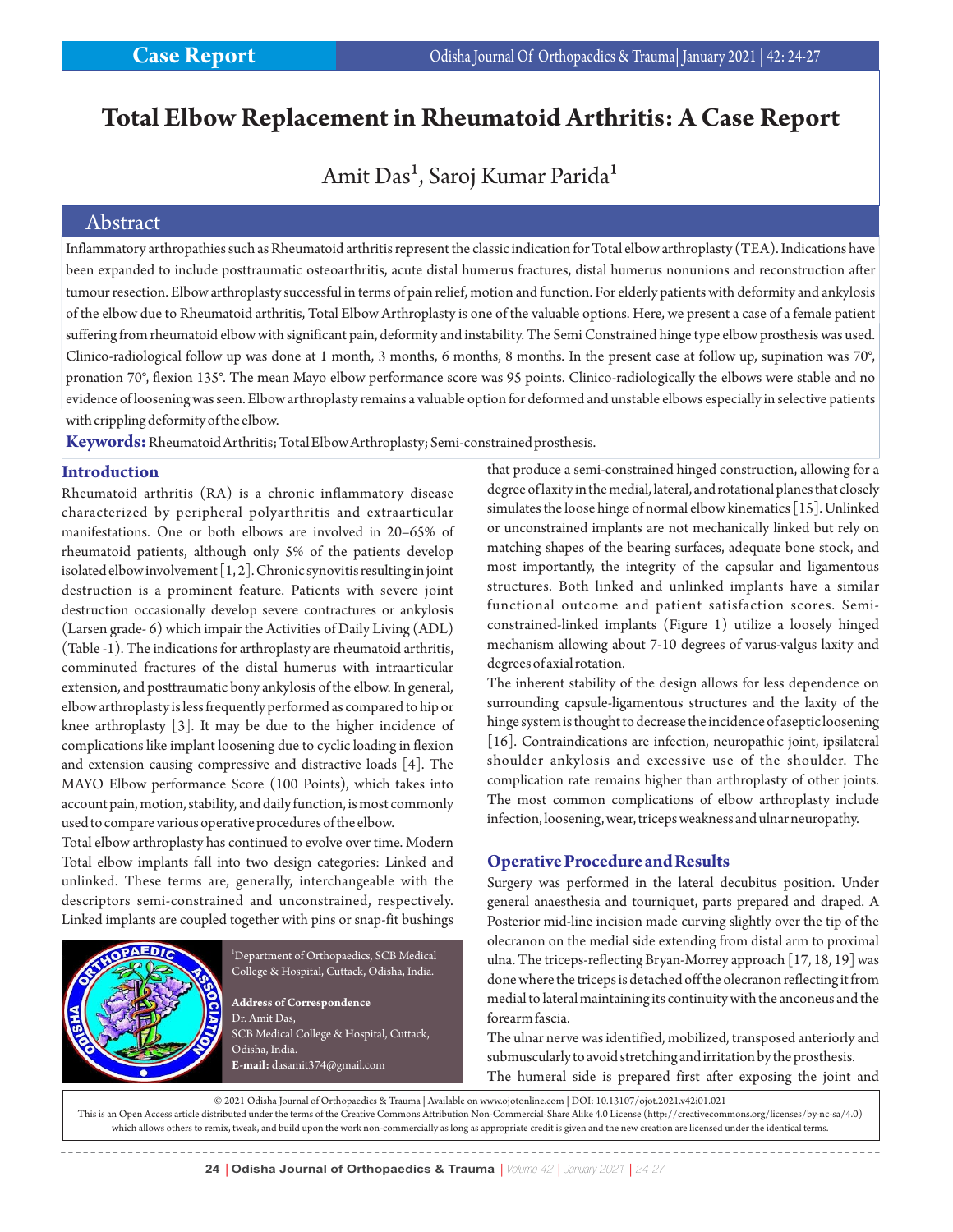# Total Elbow Replacement in Rheumatoid Arthritis: A Case Report

Amit Das[1], Saroj Kumar Parida[1]

## Abstract

Inflammatory arthropathies such as Rheumatoid arthritis represent the classic indication for Total elbow arthroplasty (TEA). Indications have been expanded to include posttraumatic osteoarthritis, acute distal humerus fractures, distal humerus nonunions and reconstruction after tumour resection. Elbow arthroplasty successful in terms of pain relief, motion and function. For elderly patients with deformity and ankylosis of the elbow due to Rheumatoid arthritis, Total Elbow Arthroplasty is one of the valuable options. Here, we present a case of a female patient suffering from rheumatoid elbow with significant pain, deformity and instability. The Semi Constrained hinge type elbow prosthesis was used. Clinico-radiological follow up was done at 1 month, 3 months, 6 months, 8 months. In the present case at follow up, supination was 70°, pronation 70°, flexion 135°. The mean Mayo elbow performance score was 95 points. Clinico-radiologically the elbows were stable and no evidence of loosening was seen. Elbow arthroplasty remains a valuable option for deformed and unstable elbows especially in selective patients with crippling deformity of the elbow.

**Keywords:** Rheumatoid Arthritis; Total Elbow Arthroplasty; Semi-constrained prosthesis.

## Introduction

Rheumatoid arthritis (RA) is a chronic inflammatory disease characterized by peripheral polyarthritis and extraarticular manifestations. One or both elbows are involved in 20–65% of rheumatoid patients, although only 5% of the patients develop isolated elbow involvement [1, 2]. Chronic synovitis resulting in joint destruction is a prominent feature. Patients with severe joint destruction occasionally develop severe contractures or ankylosis (Larsen grade- 6) which impair the Activities of Daily Living (ADL) (Table -1). The indications for arthroplasty are rheumatoid arthritis, comminuted fractures of the distal humerus with intraarticular extension, and posttraumatic bony ankylosis of the elbow. In general, elbow arthroplasty is less frequently performed as compared to hip or knee arthroplasty [3]. It may be due to the higher incidence of complications like implant loosening due to cyclic loading in flexion and extension causing compressive and distractive loads [4]. The MAYO Elbow performance Score (100 Points), which takes into account pain, motion, stability, and daily function, is most commonly used to compare various operative procedures of the elbow.

Total elbow arthroplasty has continued to evolve over time. Modern Total elbow implants fall into two design categories: Linked and unlinked. These terms are, generally, interchangeable with the descriptors semi-constrained and unconstrained, respectively. Linked implants are coupled together with pins or snap-fit bushings that produce a semi-constrained hinged construction, allowing for a degree of laxity in the medial, lateral, and rotational planes that closely simulates the loose hinge of normal elbow kinematics [15]. Unlinked or unconstrained implants are not mechanically linked but rely on matching shapes of the bearing surfaces, adequate bone stock, and most importantly, the integrity of the capsular and ligamentous structures. Both linked and unlinked implants have a similar functional outcome and patient satisfaction scores. Semi-constrained-linked implants (Figure 1) utilize a loosely hinged mechanism allowing about 7-10 degrees of varus-valgus laxity and degrees of axial rotation.

The inherent stability of the design allows for less dependence on surrounding capsule-ligamentous structures and the laxity of the hinge system is thought to decrease the incidence of aseptic loosening [16]. Contraindications are infection, neuropathic joint, ipsilateral shoulder ankylosis and excessive use of the shoulder. The complication rate remains higher than arthroplasty of other joints. The most common complications of elbow arthroplasty include infection, loosening, wear, triceps weakness and ulnar neuropathy.

## Operative Procedure and Results

Surgery was performed in the lateral decubitus position. Under general anaesthesia and tourniquet, parts prepared and draped. A Posterior mid-line incision made curving slightly over the tip of the olecranon on the medial side extending from distal arm to proximal ulna. The triceps-reflecting Bryan-Morrey approach [17, 18, 19] was done where the triceps is detached off the olecranon reflecting it from medial to lateral maintaining its continuity with the anconeus and the forearm fascia.

The ulnar nerve was identified, mobilized, transposed anteriorly and submuscularly to avoid stretching and irritation by the prosthesis.

The humeral side is prepared first after exposing the joint and

[1]Department of Orthopaedics, SCB Medical College & Hospital, Cuttack, Odisha, India.

**Address of Correspondence**
Dr. Amit Das,
SCB Medical College & Hospital, Cuttack, Odisha, India.
**E-mail:** dasamit374@gmail.com

© 2021 Odisha Journal of Orthopaedics & Trauma | Available on www.ojotonline.com | DOI: 10.13107/ojot.2021.v42i01.021
This is an Open Access article distributed under the terms of the Creative Commons Attribution Non-Commercial-Share Alike 4.0 License (http://creativecommons.org/licenses/by-nc-sa/4.0) which allows others to remix, tweak, and build upon the work non-commercially as long as appropriate credit is given and the new creation are licensed under the identical terms.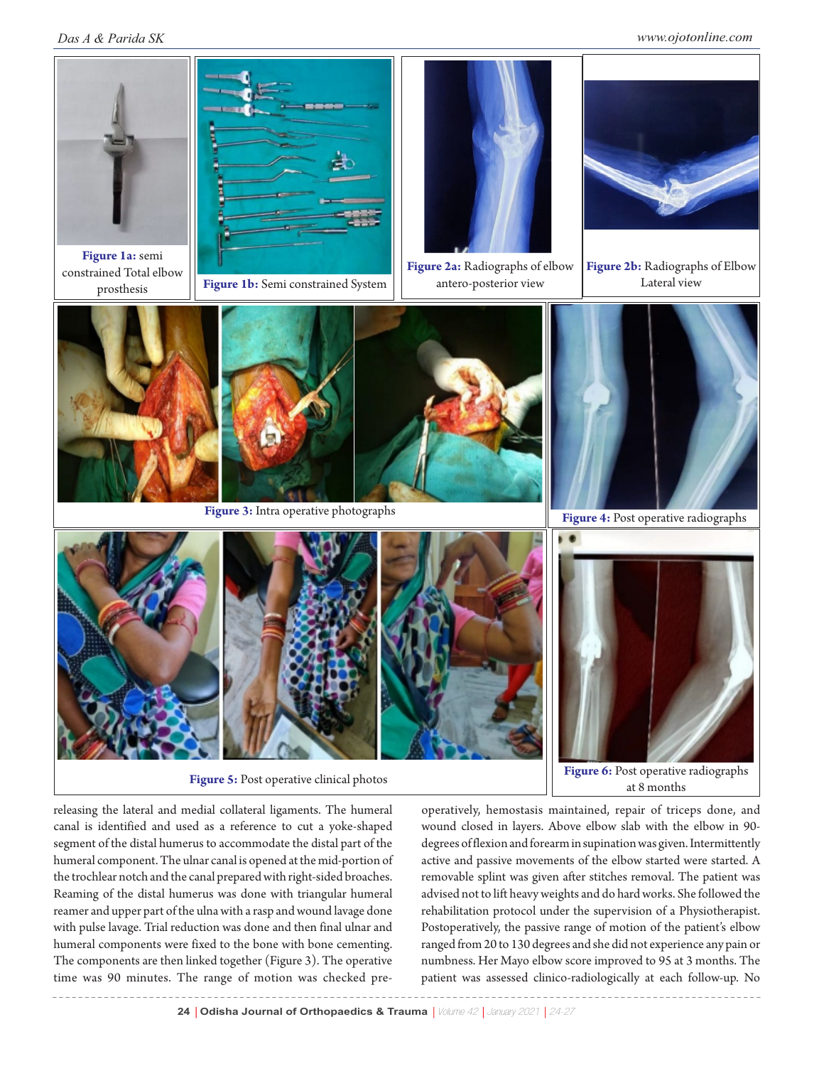Figure 1a: semi constrained Total elbow prosthesis

Figure 1b: Semi constrained System

Figure 2a: Radiographs of elbow antero-posterior view

Figure 2b: Radiographs of Elbow Lateral view

Figure 3: Intra operative photographs

Figure 4: Post operative radiographs

Figure 5: Post operative clinical photos

Figure 6: Post operative radiographs at 8 months

releasing the lateral and medial collateral ligaments. The humeral canal is identified and used as a reference to cut a yoke-shaped segment of the distal humerus to accommodate the distal part of the humeral component. The ulnar canal is opened at the mid-portion of the trochlear notch and the canal prepared with right-sided broaches. Reaming of the distal humerus was done with triangular humeral reamer and upper part of the ulna with a rasp and wound lavage done with pulse lavage. Trial reduction was done and then final ulnar and humeral components were fixed to the bone with bone cementing. The components are then linked together (Figure 3). The operative time was 90 minutes. The range of motion was checked pre-operatively, hemostasis maintained, repair of triceps done, and wound closed in layers. Above elbow slab with the elbow in 90-degrees of flexion and forearm in supination was given. Intermittently active and passive movements of the elbow started were started. A removable splint was given after stitches removal. The patient was advised not to lift heavy weights and do hard works. She followed the rehabilitation protocol under the supervision of a Physiotherapist. Postoperatively, the passive range of motion of the patient's elbow ranged from 20 to 130 degrees and she did not experience any pain or numbness. Her Mayo elbow score improved to 95 at 3 months. The patient was assessed clinico-radiologically at each follow-up. No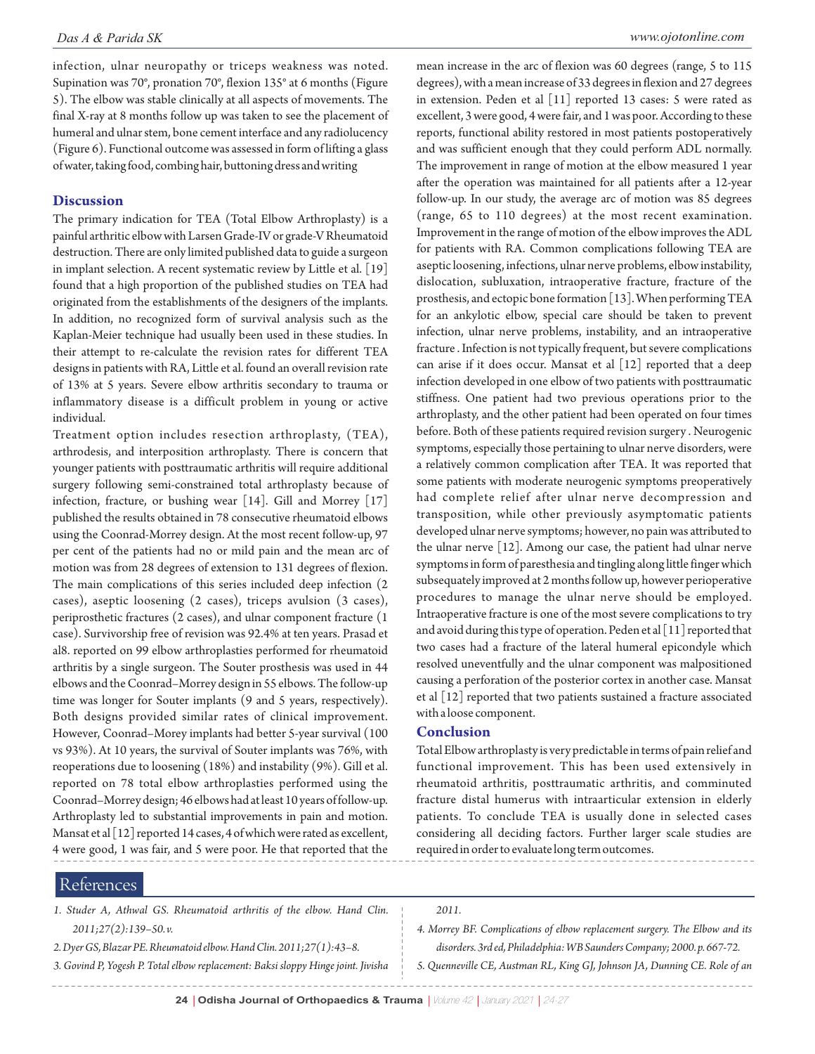infection, ulnar neuropathy or triceps weakness was noted. Supination was 70°, pronation 70°, flexion 135° at 6 months (Figure 5). The elbow was stable clinically at all aspects of movements. The final X-ray at 8 months follow up was taken to see the placement of humeral and ulnar stem, bone cement interface and any radiolucency (Figure 6). Functional outcome was assessed in form of lifting a glass of water, taking food, combing hair, buttoning dress and writing

## Discussion

The primary indication for TEA (Total Elbow Arthroplasty) is a painful arthritic elbow with Larsen Grade-IV or grade-V Rheumatoid destruction. There are only limited published data to guide a surgeon in implant selection. A recent systematic review by Little et al. [19] found that a high proportion of the published studies on TEA had originated from the establishments of the designers of the implants. In addition, no recognized form of survival analysis such as the Kaplan-Meier technique had usually been used in these studies. In their attempt to re-calculate the revision rates for different TEA designs in patients with RA, Little et al. found an overall revision rate of 13% at 5 years. Severe elbow arthritis secondary to trauma or inflammatory disease is a difficult problem in young or active individual.

Treatment option includes resection arthroplasty, (TEA), arthrodesis, and interposition arthroplasty. There is concern that younger patients with posttraumatic arthritis will require additional surgery following semi-constrained total arthroplasty because of infection, fracture, or bushing wear [14]. Gill and Morrey [17] published the results obtained in 78 consecutive rheumatoid elbows using the Coonrad-Morrey design. At the most recent follow-up, 97 per cent of the patients had no or mild pain and the mean arc of motion was from 28 degrees of extension to 131 degrees of flexion. The main complications of this series included deep infection (2 cases), aseptic loosening (2 cases), triceps avulsion (3 cases), periprosthetic fractures (2 cases), and ulnar component fracture (1 case). Survivorship free of revision was 92.4% at ten years. Prasad et al8. reported on 99 elbow arthroplasties performed for rheumatoid arthritis by a single surgeon. The Souter prosthesis was used in 44 elbows and the Coonrad–Morrey design in 55 elbows. The follow-up time was longer for Souter implants (9 and 5 years, respectively). Both designs provided similar rates of clinical improvement. However, Coonrad–Morey implants had better 5-year survival (100 vs 93%). At 10 years, the survival of Souter implants was 76%, with reoperations due to loosening (18%) and instability (9%). Gill et al. reported on 78 total elbow arthroplasties performed using the Coonrad–Morrey design; 46 elbows had at least 10 years of follow-up. Arthroplasty led to substantial improvements in pain and motion. Mansat et al [12] reported 14 cases, 4 of which were rated as excellent, 4 were good, 1 was fair, and 5 were poor. He that reported that the mean increase in the arc of flexion was 60 degrees (range, 5 to 115 degrees), with a mean increase of 33 degrees in flexion and 27 degrees in extension. Peden et al [11] reported 13 cases: 5 were rated as excellent, 3 were good, 4 were fair, and 1 was poor. According to these reports, functional ability restored in most patients postoperatively and was sufficient enough that they could perform ADL normally. The improvement in range of motion at the elbow measured 1 year after the operation was maintained for all patients after a 12-year follow-up. In our study, the average arc of motion was 85 degrees (range, 65 to 110 degrees) at the most recent examination. Improvement in the range of motion of the elbow improves the ADL for patients with RA. Common complications following TEA are aseptic loosening, infections, ulnar nerve problems, elbow instability, dislocation, subluxation, intraoperative fracture, fracture of the prosthesis, and ectopic bone formation [13]. When performing TEA for an ankylotic elbow, special care should be taken to prevent infection, ulnar nerve problems, instability, and an intraoperative fracture . Infection is not typically frequent, but severe complications can arise if it does occur. Mansat et al [12] reported that a deep infection developed in one elbow of two patients with posttraumatic stiffness. One patient had two previous operations prior to the arthroplasty, and the other patient had been operated on four times before. Both of these patients required revision surgery . Neurogenic symptoms, especially those pertaining to ulnar nerve disorders, were a relatively common complication after TEA. It was reported that some patients with moderate neurogenic symptoms preoperatively had complete relief after ulnar nerve decompression and transposition, while other previously asymptomatic patients developed ulnar nerve symptoms; however, no pain was attributed to the ulnar nerve [12]. Among our case, the patient had ulnar nerve symptoms in form of paresthesia and tingling along little finger which subsequately improved at 2 months follow up, however perioperative procedures to manage the ulnar nerve should be employed. Intraoperative fracture is one of the most severe complications to try and avoid during this type of operation. Peden et al [11] reported that two cases had a fracture of the lateral humeral epicondyle which resolved uneventfully and the ulnar component was malpositioned causing a perforation of the posterior cortex in another case. Mansat et al [12] reported that two patients sustained a fracture associated with a loose component.

## Conclusion

Total Elbow arthroplasty is very predictable in terms of pain relief and functional improvement. This has been used extensively in rheumatoid arthritis, posttraumatic arthritis, and comminuted fracture distal humerus with intraarticular extension in elderly patients. To conclude TEA is usually done in selected cases considering all deciding factors. Further larger scale studies are required in order to evaluate long term outcomes.

## References

1. *Studer A, Athwal GS. Rheumatoid arthritis of the elbow. Hand Clin. 2011;27(2):139–50. v.*
2. *Dyer GS, Blazar PE. Rheumatoid elbow. Hand Clin. 2011;27(1):43–8.*
3. *Govind P, Yogesh P. Total elbow replacement: Baksi sloppy Hinge joint. Jivisha 2011.*
4. *Morrey BF. Complications of elbow replacement surgery. The Elbow and its disorders. 3rd ed, Philadelphia: WB Saunders Company; 2000. p. 667-72.*
5. *Quenneville CE, Austman RL, King GJ, Johnson JA, Dunning CE. Role of an*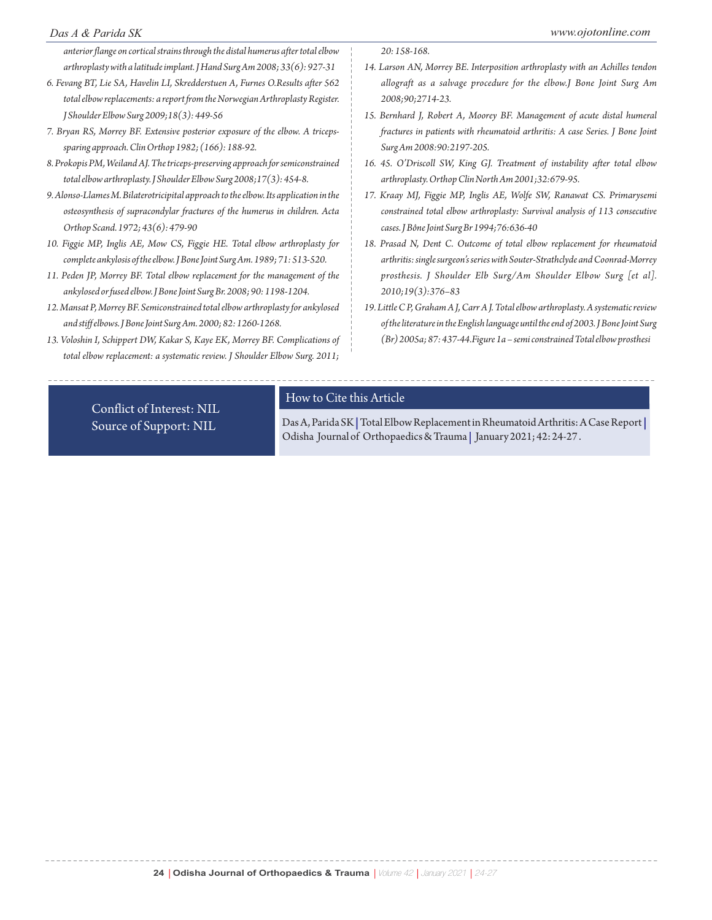*anterior flange on cortical strains through the distal humerus after total elbow arthroplasty with a latitude implant. J Hand Surg Am 2008; 33(6): 927-31*

6. *Fevang BT, Lie SA, Havelin LI, Skredderstuen A, Furnes O.Results after 562 total elbow replacements: a report from the Norwegian Arthroplasty Register. J Shoulder Elbow Surg 2009;18(3): 449-56*
7. *Bryan RS, Morrey BF. Extensive posterior exposure of the elbow. A triceps-sparing approach. Clin Orthop 1982; (166): 188-92.*
8. *Prokopis PM, Weiland AJ. The triceps-preserving approach for semiconstrained total elbow arthroplasty. J Shoulder Elbow Surg 2008;17(3): 454-8.*
9. *Alonso-Llames M. Bilaterotricipital approach to the elbow. Its application in the osteosynthesis of supracondylar fractures of the humerus in children. Acta Orthop Scand. 1972; 43(6): 479-90*
10. *Figgie MP, Inglis AE, Mow CS, Figgie HE. Total elbow arthroplasty for complete ankylosis of the elbow. J Bone Joint Surg Am. 1989; 71: 513-520.*
11. *Peden JP, Morrey BF. Total elbow replacement for the management of the ankylosed or fused elbow. J Bone Joint Surg Br. 2008; 90: 1198-1204.*
12. *Mansat P, Morrey BF. Semiconstrained total elbow arthroplasty for ankylosed and stiff elbows. J Bone Joint Surg Am. 2000; 82: 1260-1268.*
13. *Voloshin I, Schippert DW, Kakar S, Kaye EK, Morrey BF. Complications of total elbow replacement: a systematic review. J Shoulder Elbow Surg. 2011; 20: 158-168.*
14. *Larson AN, Morrey BE. Interposition arthroplasty with an Achilles tendon allograft as a salvage procedure for the elbow.J Bone Joint Surg Am 2008;90;2714-23.*
15. *Bernhard J, Robert A, Moorey BF. Management of acute distal humeral fractures in patients with rheumatoid arthritis: A case Series. J Bone Joint Surg Am 2008:90:2197-205.*
16. *45. O'Driscoll SW, King GJ. Treatment of instability after total elbow arthroplasty. Orthop Clin North Am 2001;32:679-95.*
17. *Kraay MJ, Figgie MP, Inglis AE, Wolfe SW, Ranawat CS. Primarysemi constrained total elbow arthroplasty: Survival analysis of 113 consecutive cases. J Bône Joint Surg Br 1994;76:636-40*
18. *Prasad N, Dent C. Outcome of total elbow replacement for rheumatoid arthritis: single surgeon's series with Souter-Strathclyde and Coonrad-Morrey prosthesis. J Shoulder Elb Surg/Am Shoulder Elbow Surg [et al]. 2010;19(3):376–83*
19. *Little C P, Graham A J, Carr A J. Total elbow arthroplasty. A systematic review of the literature in the English language until the end of 2003. J Bone Joint Surg (Br) 2005a; 87: 437-44.Figure 1a – semi constrained Total elbow prosthesi*

Conflict of Interest: NIL
Source of Support: NIL

## How to Cite this Article

Das A, Parida SK | Total Elbow Replacement in Rheumatoid Arthritis: A Case Report | Odisha Journal of Orthopaedics & Trauma | January 2021; 42: 24-27 .